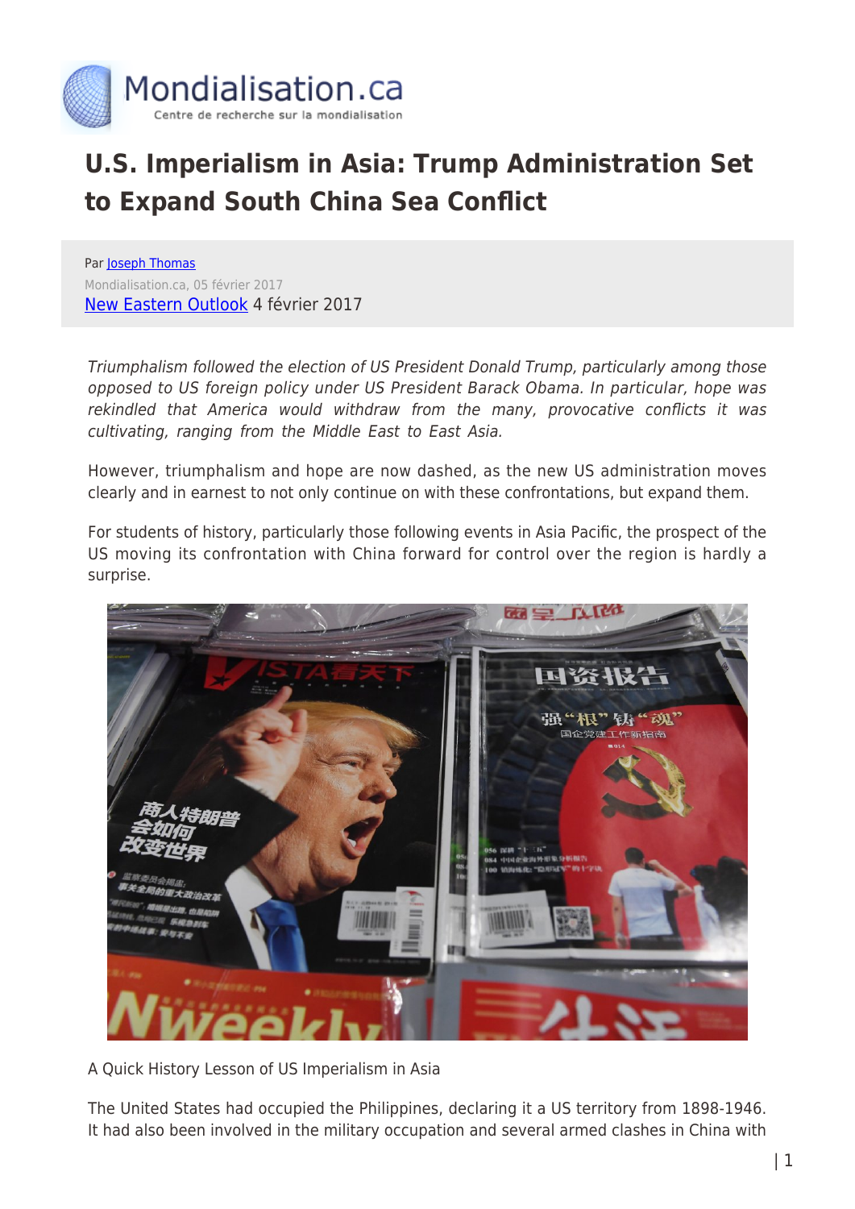# U.S. Imperialism in Asia: Trump Administration Set to Expand South China Sea Conflict

Par Joseph Thomas
Mondialisation.ca, 05 février 2017
New Eastern Outlook 4 février 2017

*Triumphalism followed the election of US President Donald Trump, particularly among those opposed to US foreign policy under US President Barack Obama. In particular, hope was rekindled that America would withdraw from the many, provocative conflicts it was cultivating, ranging from the Middle East to East Asia.*

However, triumphalism and hope are now dashed, as the new US administration moves clearly and in earnest to not only continue on with these confrontations, but expand them.

For students of history, particularly those following events in Asia Pacific, the prospect of the US moving its confrontation with China forward for control over the region is hardly a surprise.

A Quick History Lesson of US Imperialism in Asia

The United States had occupied the Philippines, declaring it a US territory from 1898-1946. It had also been involved in the military occupation and several armed clashes in China with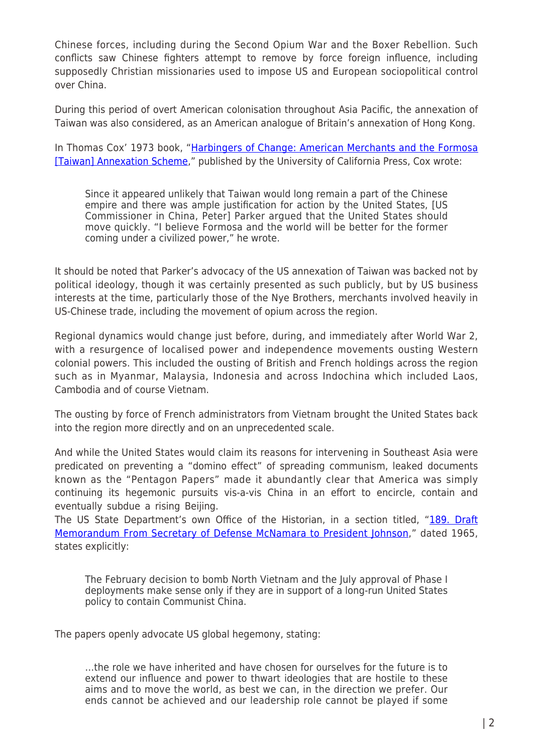Chinese forces, including during the Second Opium War and the Boxer Rebellion. Such conflicts saw Chinese fighters attempt to remove by force foreign influence, including supposedly Christian missionaries used to impose US and European sociopolitical control over China.

During this period of overt American colonisation throughout Asia Pacific, the annexation of Taiwan was also considered, as an American analogue of Britain's annexation of Hong Kong.

In Thomas Cox' 1973 book, "[Harbingers of Change: American Merchants and the Formosa [Taiwan] Annexation Scheme]," published by the University of California Press, Cox wrote:

> Since it appeared unlikely that Taiwan would long remain a part of the Chinese empire and there was ample justification for action by the United States, [US Commissioner in China, Peter] Parker argued that the United States should move quickly. "I believe Formosa and the world will be better for the former coming under a civilized power," he wrote.

It should be noted that Parker's advocacy of the US annexation of Taiwan was backed not by political ideology, though it was certainly presented as such publicly, but by US business interests at the time, particularly those of the Nye Brothers, merchants involved heavily in US-Chinese trade, including the movement of opium across the region.

Regional dynamics would change just before, during, and immediately after World War 2, with a resurgence of localised power and independence movements ousting Western colonial powers. This included the ousting of British and French holdings across the region such as in Myanmar, Malaysia, Indonesia and across Indochina which included Laos, Cambodia and of course Vietnam.

The ousting by force of French administrators from Vietnam brought the United States back into the region more directly and on an unprecedented scale.

And while the United States would claim its reasons for intervening in Southeast Asia were predicated on preventing a "domino effect" of spreading communism, leaked documents known as the "Pentagon Papers" made it abundantly clear that America was simply continuing its hegemonic pursuits vis-a-vis China in an effort to encircle, contain and eventually subdue a rising Beijing.

The US State Department's own Office of the Historian, in a section titled, "189. Draft Memorandum From Secretary of Defense McNamara to President Johnson," dated 1965, states explicitly:

> The February decision to bomb North Vietnam and the July approval of Phase I deployments make sense only if they are in support of a long-run United States policy to contain Communist China.

The papers openly advocate US global hegemony, stating:

> …the role we have inherited and have chosen for ourselves for the future is to extend our influence and power to thwart ideologies that are hostile to these aims and to move the world, as best we can, in the direction we prefer. Our ends cannot be achieved and our leadership role cannot be played if some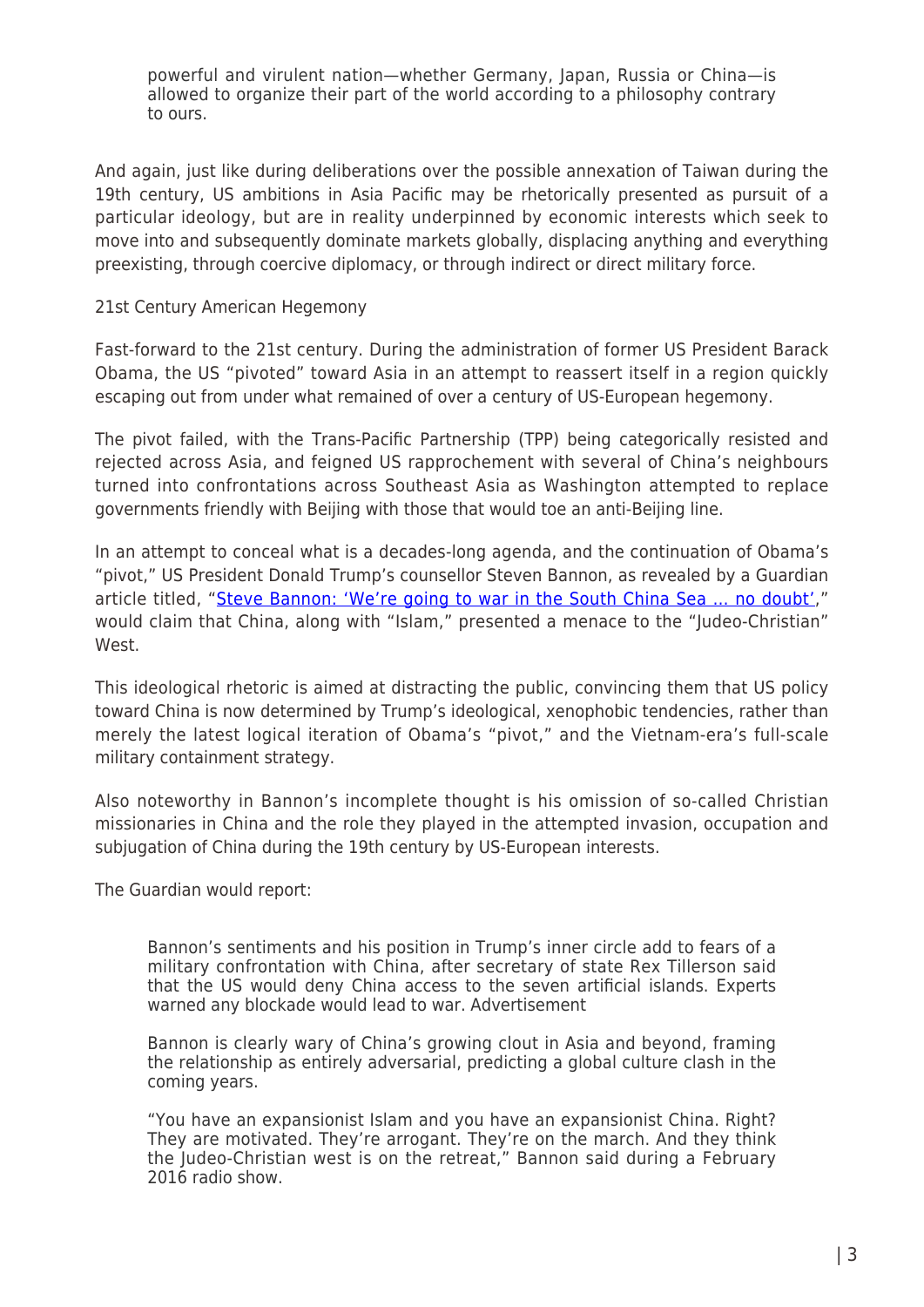> powerful and virulent nation—whether Germany, Japan, Russia or China—is allowed to organize their part of the world according to a philosophy contrary to ours.

And again, just like during deliberations over the possible annexation of Taiwan during the 19th century, US ambitions in Asia Pacific may be rhetorically presented as pursuit of a particular ideology, but are in reality underpinned by economic interests which seek to move into and subsequently dominate markets globally, displacing anything and everything preexisting, through coercive diplomacy, or through indirect or direct military force.

21st Century American Hegemony

Fast-forward to the 21st century. During the administration of former US President Barack Obama, the US "pivoted" toward Asia in an attempt to reassert itself in a region quickly escaping out from under what remained of over a century of US-European hegemony.

The pivot failed, with the Trans-Pacific Partnership (TPP) being categorically resisted and rejected across Asia, and feigned US rapprochement with several of China's neighbours turned into confrontations across Southeast Asia as Washington attempted to replace governments friendly with Beijing with those that would toe an anti-Beijing line.

In an attempt to conceal what is a decades-long agenda, and the continuation of Obama's "pivot," US President Donald Trump's counsellor Steven Bannon, as revealed by a Guardian article titled, "Steve Bannon: 'We're going to war in the South China Sea … no doubt'," would claim that China, along with "Islam," presented a menace to the "Judeo-Christian" West.

This ideological rhetoric is aimed at distracting the public, convincing them that US policy toward China is now determined by Trump's ideological, xenophobic tendencies, rather than merely the latest logical iteration of Obama's "pivot," and the Vietnam-era's full-scale military containment strategy.

Also noteworthy in Bannon's incomplete thought is his omission of so-called Christian missionaries in China and the role they played in the attempted invasion, occupation and subjugation of China during the 19th century by US-European interests.

The Guardian would report:

> Bannon's sentiments and his position in Trump's inner circle add to fears of a military confrontation with China, after secretary of state Rex Tillerson said that the US would deny China access to the seven artificial islands. Experts warned any blockade would lead to war. Advertisement
>
> Bannon is clearly wary of China's growing clout in Asia and beyond, framing the relationship as entirely adversarial, predicting a global culture clash in the coming years.
>
> "You have an expansionist Islam and you have an expansionist China. Right? They are motivated. They're arrogant. They're on the march. And they think the Judeo-Christian west is on the retreat," Bannon said during a February 2016 radio show.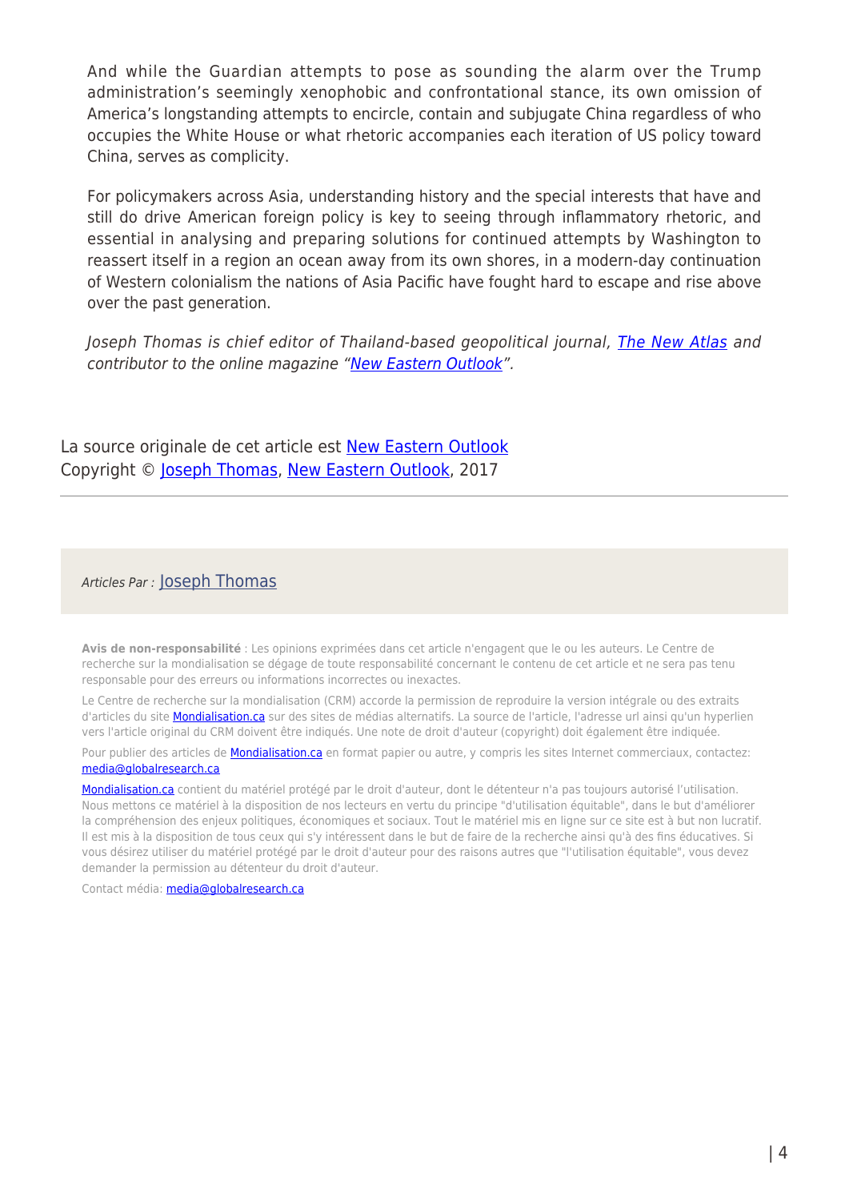And while the Guardian attempts to pose as sounding the alarm over the Trump administration's seemingly xenophobic and confrontational stance, its own omission of America's longstanding attempts to encircle, contain and subjugate China regardless of who occupies the White House or what rhetoric accompanies each iteration of US policy toward China, serves as complicity.

For policymakers across Asia, understanding history and the special interests that have and still do drive American foreign policy is key to seeing through inflammatory rhetoric, and essential in analysing and preparing solutions for continued attempts by Washington to reassert itself in a region an ocean away from its own shores, in a modern-day continuation of Western colonialism the nations of Asia Pacific have fought hard to escape and rise above over the past generation.

*Joseph Thomas is chief editor of Thailand-based geopolitical journal, [The New Atlas] and contributor to the online magazine "[New Eastern Outlook]".*

La source originale de cet article est New Eastern Outlook
Copyright © Joseph Thomas, New Eastern Outlook, 2017

---

*Articles Par :* Joseph Thomas

**Avis de non-responsabilité** : Les opinions exprimées dans cet article n'engagent que le ou les auteurs. Le Centre de recherche sur la mondialisation se dégage de toute responsabilité concernant le contenu de cet article et ne sera pas tenu responsable pour des erreurs ou informations incorrectes ou inexactes.

Le Centre de recherche sur la mondialisation (CRM) accorde la permission de reproduire la version intégrale ou des extraits d'articles du site Mondialisation.ca sur des sites de médias alternatifs. La source de l'article, l'adresse url ainsi qu'un hyperlien vers l'article original du CRM doivent être indiqués. Une note de droit d'auteur (copyright) doit également être indiquée.

Pour publier des articles de Mondialisation.ca en format papier ou autre, y compris les sites Internet commerciaux, contactez: media@globalresearch.ca

Mondialisation.ca contient du matériel protégé par le droit d'auteur, dont le détenteur n'a pas toujours autorisé l'utilisation. Nous mettons ce matériel à la disposition de nos lecteurs en vertu du principe "d'utilisation équitable", dans le but d'améliorer la compréhension des enjeux politiques, économiques et sociaux. Tout le matériel mis en ligne sur ce site est à but non lucratif. Il est mis à la disposition de tous ceux qui s'y intéressent dans le but de faire de la recherche ainsi qu'à des fins éducatives. Si vous désirez utiliser du matériel protégé par le droit d'auteur pour des raisons autres que "l'utilisation équitable", vous devez demander la permission au détenteur du droit d'auteur.

Contact média: media@globalresearch.ca